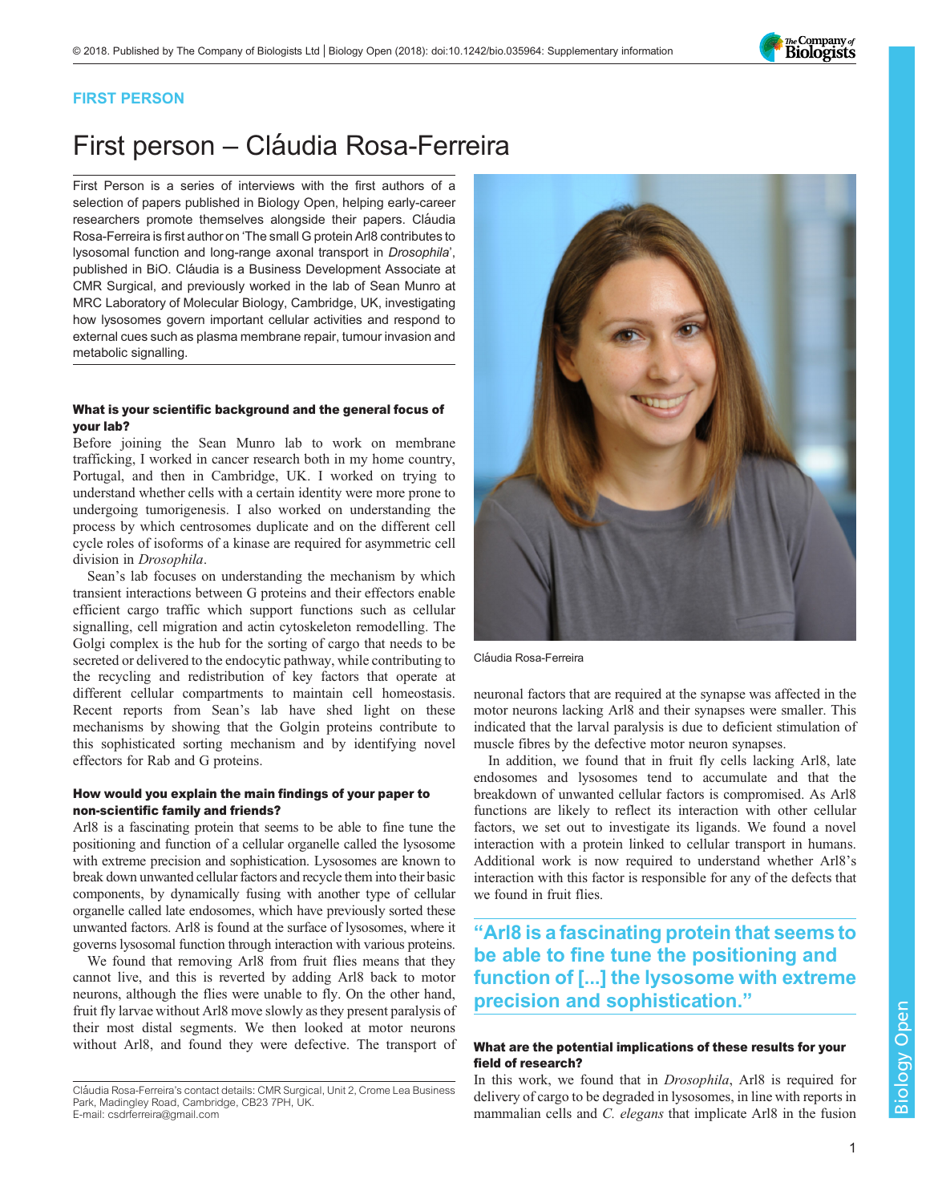FIRST PERSON

# First person – Cláudia Rosa-Ferreira

First Person is a series of interviews with the first authors of a selection of papers published in Biology Open, helping early-career researchers promote themselves alongside their papers. Cláudia Rosa-Ferreira is first author on 'The small G protein Arl8 contributes to lysosomal function and long-range axonal transport in *Drosophila*', published in BiO. Cláudia is a Business Development Associate at CMR Surgical, and previously worked in the lab of Sean Munro at MRC Laboratory of Molecular Biology, Cambridge, UK, investigating how lysosomes govern important cellular activities and respond to external cues such as plasma membrane repair, tumour invasion and metabolic signalling.

Cláudia Rosa-Ferreira

### What is your scientific background and the general focus of your lab?

Before joining the Sean Munro lab to work on membrane trafficking, I worked in cancer research both in my home country, Portugal, and then in Cambridge, UK. I worked on trying to understand whether cells with a certain identity were more prone to undergoing tumorigenesis. I also worked on understanding the process by which centrosomes duplicate and on the different cell cycle roles of isoforms of a kinase are required for asymmetric cell division in *Drosophila*.

Sean's lab focuses on understanding the mechanism by which transient interactions between G proteins and their effectors enable efficient cargo traffic which support functions such as cellular signalling, cell migration and actin cytoskeleton remodelling. The Golgi complex is the hub for the sorting of cargo that needs to be secreted or delivered to the endocytic pathway, while contributing to the recycling and redistribution of key factors that operate at different cellular compartments to maintain cell homeostasis. Recent reports from Sean's lab have shed light on these mechanisms by showing that the Golgin proteins contribute to this sophisticated sorting mechanism and by identifying novel effectors for Rab and G proteins.

### How would you explain the main findings of your paper to non-scientific family and friends?

Arl8 is a fascinating protein that seems to be able to fine tune the positioning and function of a cellular organelle called the lysosome with extreme precision and sophistication. Lysosomes are known to break down unwanted cellular factors and recycle them into their basic components, by dynamically fusing with another type of cellular organelle called late endosomes, which have previously sorted these unwanted factors. Arl8 is found at the surface of lysosomes, where it governs lysosomal function through interaction with various proteins.

We found that removing Arl8 from fruit flies means that they cannot live, and this is reverted by adding Arl8 back to motor neurons, although the flies were unable to fly. On the other hand, fruit fly larvae without Arl8 move slowly as they present paralysis of their most distal segments. We then looked at motor neurons without Arl8, and found they were defective. The transport of neuronal factors that are required at the synapse was affected in the motor neurons lacking Arl8 and their synapses were smaller. This indicated that the larval paralysis is due to deficient stimulation of muscle fibres by the defective motor neuron synapses.

In addition, we found that in fruit fly cells lacking Arl8, late endosomes and lysosomes tend to accumulate and that the breakdown of unwanted cellular factors is compromised. As Arl8 functions are likely to reflect its interaction with other cellular factors, we set out to investigate its ligands. We found a novel interaction with a protein linked to cellular transport in humans. Additional work is now required to understand whether Arl8's interaction with this factor is responsible for any of the defects that we found in fruit flies.

> "Arl8 is a fascinating protein that seems to be able to fine tune the positioning and function of [...] the lysosome with extreme precision and sophistication."

### What are the potential implications of these results for your field of research?

In this work, we found that in *Drosophila*, Arl8 is required for delivery of cargo to be degraded in lysosomes, in line with reports in mammalian cells and *C. elegans* that implicate Arl8 in the fusion

Cláudia Rosa-Ferreira's contact details: CMR Surgical, Unit 2, Crome Lea Business Park, Madingley Road, Cambridge, CB23 7PH, UK.
E-mail: csdrferreira@gmail.com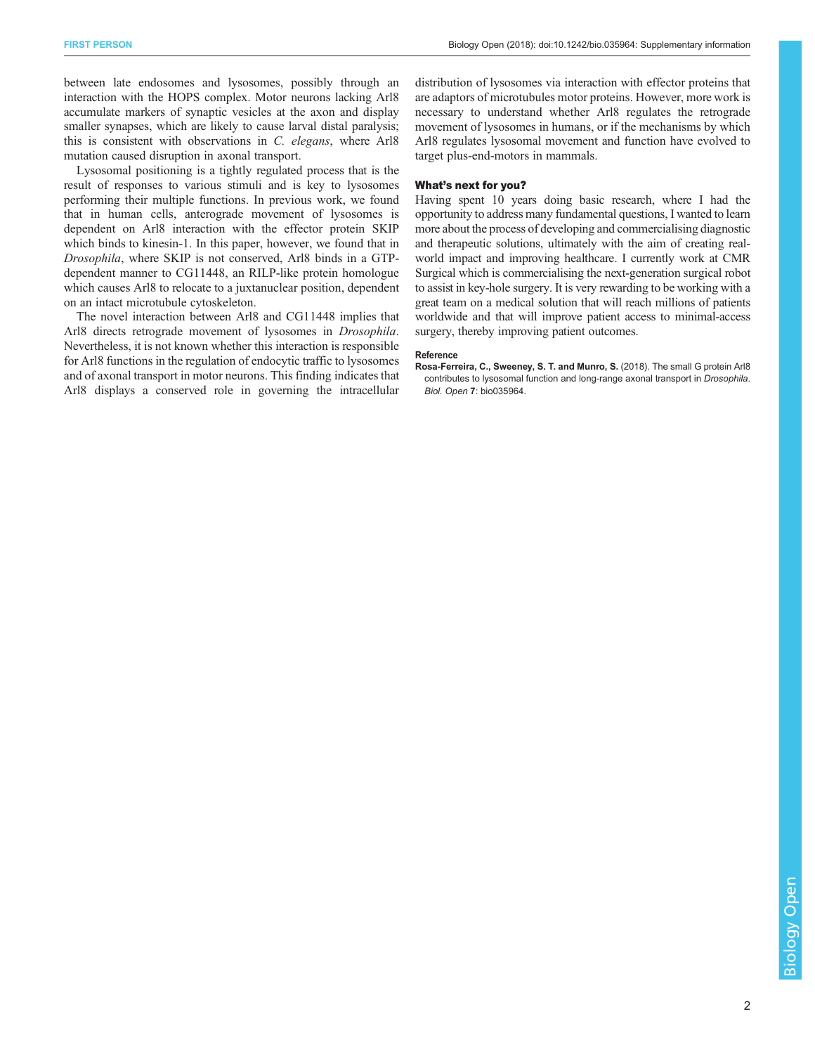between late endosomes and lysosomes, possibly through an interaction with the HOPS complex. Motor neurons lacking Arl8 accumulate markers of synaptic vesicles at the axon and display smaller synapses, which are likely to cause larval distal paralysis; this is consistent with observations in *C. elegans*, where Arl8 mutation caused disruption in axonal transport.

Lysosomal positioning is a tightly regulated process that is the result of responses to various stimuli and is key to lysosomes performing their multiple functions. In previous work, we found that in human cells, anterograde movement of lysosomes is dependent on Arl8 interaction with the effector protein SKIP which binds to kinesin-1. In this paper, however, we found that in *Drosophila*, where SKIP is not conserved, Arl8 binds in a GTP-dependent manner to CG11448, an RILP-like protein homologue which causes Arl8 to relocate to a juxtanuclear position, dependent on an intact microtubule cytoskeleton.

The novel interaction between Arl8 and CG11448 implies that Arl8 directs retrograde movement of lysosomes in *Drosophila*. Nevertheless, it is not known whether this interaction is responsible for Arl8 functions in the regulation of endocytic traffic to lysosomes and of axonal transport in motor neurons. This finding indicates that Arl8 displays a conserved role in governing the intracellular distribution of lysosomes via interaction with effector proteins that are adaptors of microtubules motor proteins. However, more work is necessary to understand whether Arl8 regulates the retrograde movement of lysosomes in humans, or if the mechanisms by which Arl8 regulates lysosomal movement and function have evolved to target plus-end-motors in mammals.

## What's next for you?

Having spent 10 years doing basic research, where I had the opportunity to address many fundamental questions, I wanted to learn more about the process of developing and commercialising diagnostic and therapeutic solutions, ultimately with the aim of creating real-world impact and improving healthcare. I currently work at CMR Surgical which is commercialising the next-generation surgical robot to assist in key-hole surgery. It is very rewarding to be working with a great team on a medical solution that will reach millions of patients worldwide and that will improve patient access to minimal-access surgery, thereby improving patient outcomes.

### Reference

**Rosa-Ferreira, C., Sweeney, S. T. and Munro, S.** (2018). The small G protein Arl8 contributes to lysosomal function and long-range axonal transport in *Drosophila*. *Biol. Open* **7**: bio035964.